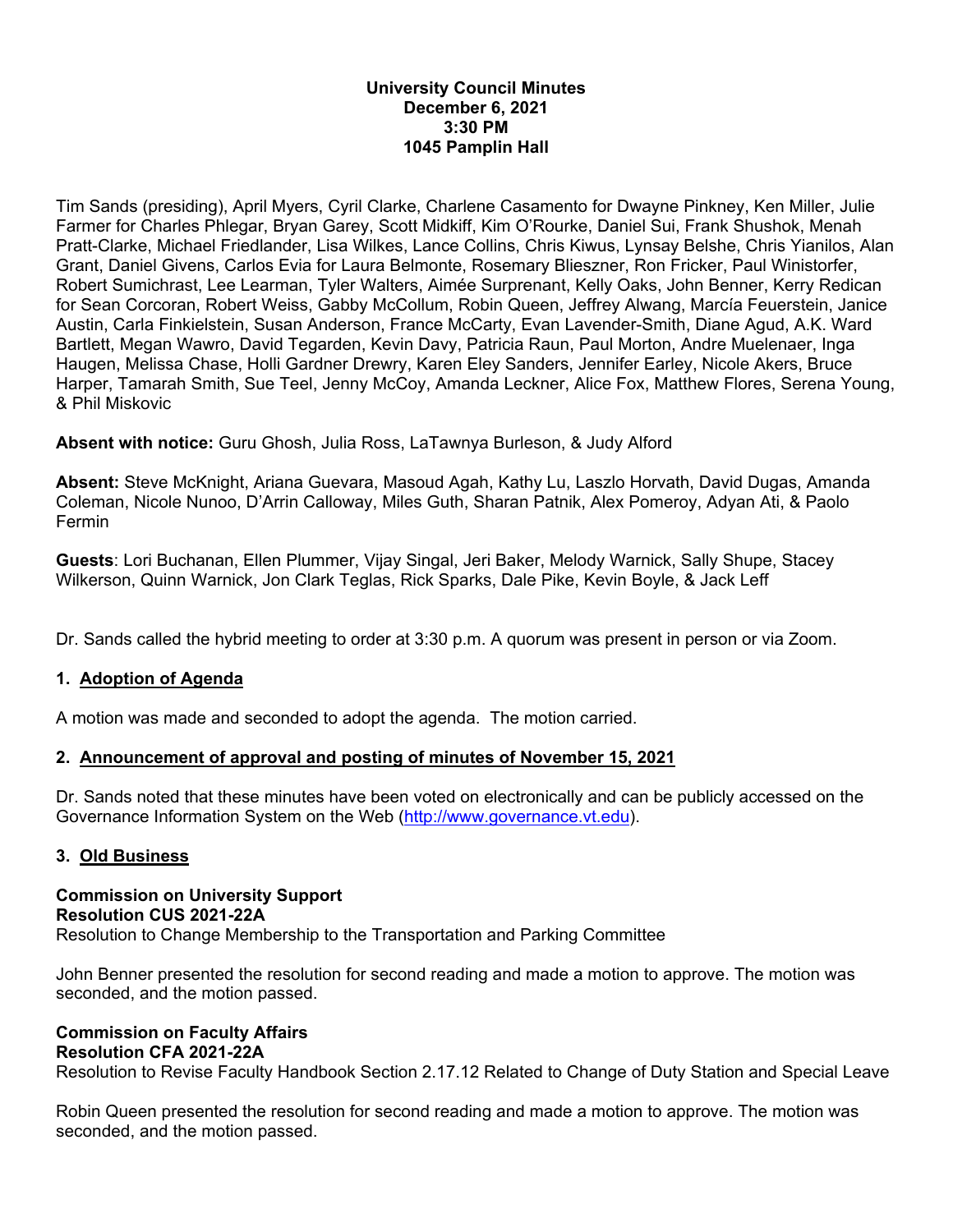# University Council Minutes
**December 6, 2021**
**3:30 PM**
**1045 Pamplin Hall**

Tim Sands (presiding), April Myers, Cyril Clarke, Charlene Casamento for Dwayne Pinkney, Ken Miller, Julie Farmer for Charles Phlegar, Bryan Garey, Scott Midkiff, Kim O'Rourke, Daniel Sui, Frank Shushok, Menah Pratt-Clarke, Michael Friedlander, Lisa Wilkes, Lance Collins, Chris Kiwus, Lynsay Belshe, Chris Yianilos, Alan Grant, Daniel Givens, Carlos Evia for Laura Belmonte, Rosemary Blieszner, Ron Fricker, Paul Winistorfer, Robert Sumichrast, Lee Learman, Tyler Walters, Aimée Surprenant, Kelly Oaks, John Benner, Kerry Redican for Sean Corcoran, Robert Weiss, Gabby McCollum, Robin Queen, Jeffrey Alwang, Marcía Feuerstein, Janice Austin, Carla Finkielstein, Susan Anderson, France McCarty, Evan Lavender-Smith, Diane Agud, A.K. Ward Bartlett, Megan Wawro, David Tegarden, Kevin Davy, Patricia Raun, Paul Morton, Andre Muelenaer, Inga Haugen, Melissa Chase, Holli Gardner Drewry, Karen Eley Sanders, Jennifer Earley, Nicole Akers, Bruce Harper, Tamarah Smith, Sue Teel, Jenny McCoy, Amanda Leckner, Alice Fox, Matthew Flores, Serena Young, & Phil Miskovic

**Absent with notice:** Guru Ghosh, Julia Ross, LaTawnya Burleson, & Judy Alford

**Absent:** Steve McKnight, Ariana Guevara, Masoud Agah, Kathy Lu, Laszlo Horvath, David Dugas, Amanda Coleman, Nicole Nunoo, D'Arrin Calloway, Miles Guth, Sharan Patnik, Alex Pomeroy, Adyan Ati, & Paolo Fermin

**Guests**: Lori Buchanan, Ellen Plummer, Vijay Singal, Jeri Baker, Melody Warnick, Sally Shupe, Stacey Wilkerson, Quinn Warnick, Jon Clark Teglas, Rick Sparks, Dale Pike, Kevin Boyle, & Jack Leff

Dr. Sands called the hybrid meeting to order at 3:30 p.m. A quorum was present in person or via Zoom.

## 1. Adoption of Agenda

A motion was made and seconded to adopt the agenda. The motion carried.

## 2. Announcement of approval and posting of minutes of November 15, 2021

Dr. Sands noted that these minutes have been voted on electronically and can be publicly accessed on the Governance Information System on the Web (http://www.governance.vt.edu).

## 3. Old Business

**Commission on University Support**
**Resolution CUS 2021-22A**
Resolution to Change Membership to the Transportation and Parking Committee

John Benner presented the resolution for second reading and made a motion to approve. The motion was seconded, and the motion passed.

**Commission on Faculty Affairs**
**Resolution CFA 2021-22A**
Resolution to Revise Faculty Handbook Section 2.17.12 Related to Change of Duty Station and Special Leave

Robin Queen presented the resolution for second reading and made a motion to approve. The motion was seconded, and the motion passed.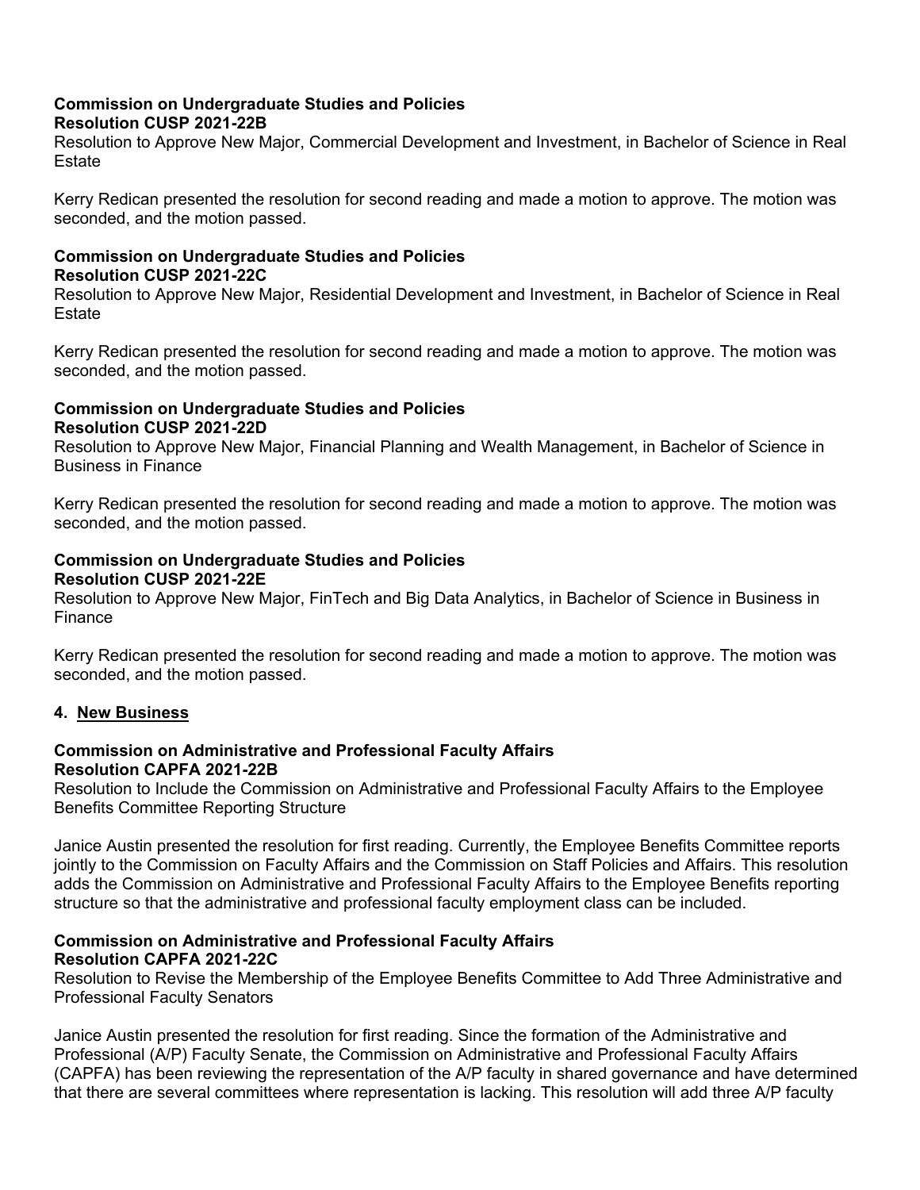**Commission on Undergraduate Studies and Policies**
**Resolution CUSP 2021-22B**
Resolution to Approve New Major, Commercial Development and Investment, in Bachelor of Science in Real Estate

Kerry Redican presented the resolution for second reading and made a motion to approve. The motion was seconded, and the motion passed.

**Commission on Undergraduate Studies and Policies**
**Resolution CUSP 2021-22C**
Resolution to Approve New Major, Residential Development and Investment, in Bachelor of Science in Real Estate

Kerry Redican presented the resolution for second reading and made a motion to approve. The motion was seconded, and the motion passed.

**Commission on Undergraduate Studies and Policies**
**Resolution CUSP 2021-22D**
Resolution to Approve New Major, Financial Planning and Wealth Management, in Bachelor of Science in Business in Finance

Kerry Redican presented the resolution for second reading and made a motion to approve. The motion was seconded, and the motion passed.

**Commission on Undergraduate Studies and Policies**
**Resolution CUSP 2021-22E**
Resolution to Approve New Major, FinTech and Big Data Analytics, in Bachelor of Science in Business in Finance

Kerry Redican presented the resolution for second reading and made a motion to approve. The motion was seconded, and the motion passed.

## 4. New Business

**Commission on Administrative and Professional Faculty Affairs**
**Resolution CAPFA 2021-22B**
Resolution to Include the Commission on Administrative and Professional Faculty Affairs to the Employee Benefits Committee Reporting Structure

Janice Austin presented the resolution for first reading. Currently, the Employee Benefits Committee reports jointly to the Commission on Faculty Affairs and the Commission on Staff Policies and Affairs. This resolution adds the Commission on Administrative and Professional Faculty Affairs to the Employee Benefits reporting structure so that the administrative and professional faculty employment class can be included.

**Commission on Administrative and Professional Faculty Affairs**
**Resolution CAPFA 2021-22C**
Resolution to Revise the Membership of the Employee Benefits Committee to Add Three Administrative and Professional Faculty Senators

Janice Austin presented the resolution for first reading. Since the formation of the Administrative and Professional (A/P) Faculty Senate, the Commission on Administrative and Professional Faculty Affairs (CAPFA) has been reviewing the representation of the A/P faculty in shared governance and have determined that there are several committees where representation is lacking. This resolution will add three A/P faculty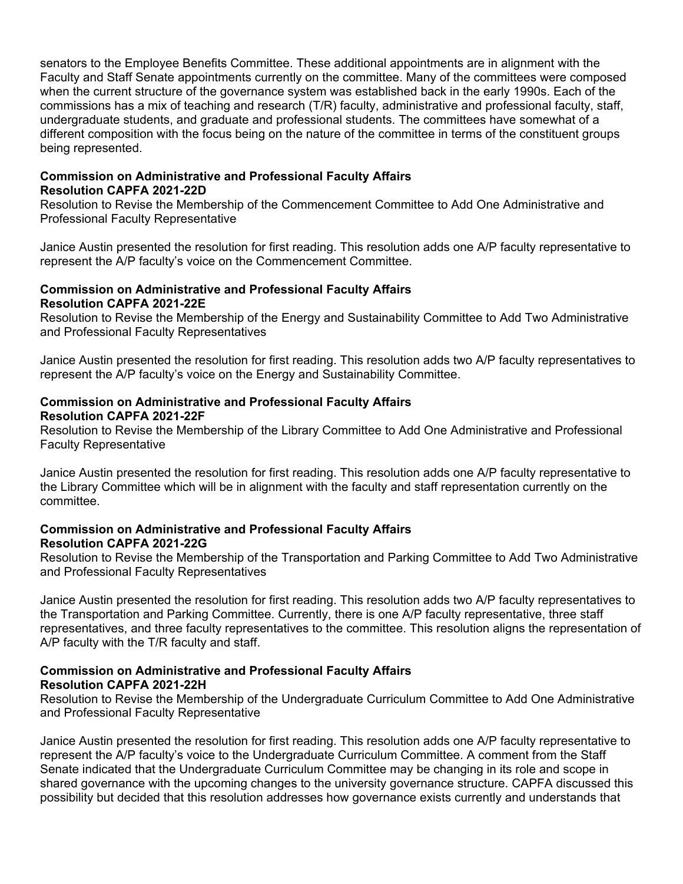senators to the Employee Benefits Committee. These additional appointments are in alignment with the Faculty and Staff Senate appointments currently on the committee. Many of the committees were composed when the current structure of the governance system was established back in the early 1990s. Each of the commissions has a mix of teaching and research (T/R) faculty, administrative and professional faculty, staff, undergraduate students, and graduate and professional students. The committees have somewhat of a different composition with the focus being on the nature of the committee in terms of the constituent groups being represented.

**Commission on Administrative and Professional Faculty Affairs**
**Resolution CAPFA 2021-22D**
Resolution to Revise the Membership of the Commencement Committee to Add One Administrative and Professional Faculty Representative

Janice Austin presented the resolution for first reading. This resolution adds one A/P faculty representative to represent the A/P faculty's voice on the Commencement Committee.

**Commission on Administrative and Professional Faculty Affairs**
**Resolution CAPFA 2021-22E**
Resolution to Revise the Membership of the Energy and Sustainability Committee to Add Two Administrative and Professional Faculty Representatives

Janice Austin presented the resolution for first reading. This resolution adds two A/P faculty representatives to represent the A/P faculty's voice on the Energy and Sustainability Committee.

**Commission on Administrative and Professional Faculty Affairs**
**Resolution CAPFA 2021-22F**
Resolution to Revise the Membership of the Library Committee to Add One Administrative and Professional Faculty Representative

Janice Austin presented the resolution for first reading. This resolution adds one A/P faculty representative to the Library Committee which will be in alignment with the faculty and staff representation currently on the committee.

**Commission on Administrative and Professional Faculty Affairs**
**Resolution CAPFA 2021-22G**
Resolution to Revise the Membership of the Transportation and Parking Committee to Add Two Administrative and Professional Faculty Representatives

Janice Austin presented the resolution for first reading. This resolution adds two A/P faculty representatives to the Transportation and Parking Committee. Currently, there is one A/P faculty representative, three staff representatives, and three faculty representatives to the committee. This resolution aligns the representation of A/P faculty with the T/R faculty and staff.

**Commission on Administrative and Professional Faculty Affairs**
**Resolution CAPFA 2021-22H**
Resolution to Revise the Membership of the Undergraduate Curriculum Committee to Add One Administrative and Professional Faculty Representative

Janice Austin presented the resolution for first reading. This resolution adds one A/P faculty representative to represent the A/P faculty's voice to the Undergraduate Curriculum Committee. A comment from the Staff Senate indicated that the Undergraduate Curriculum Committee may be changing in its role and scope in shared governance with the upcoming changes to the university governance structure. CAPFA discussed this possibility but decided that this resolution addresses how governance exists currently and understands that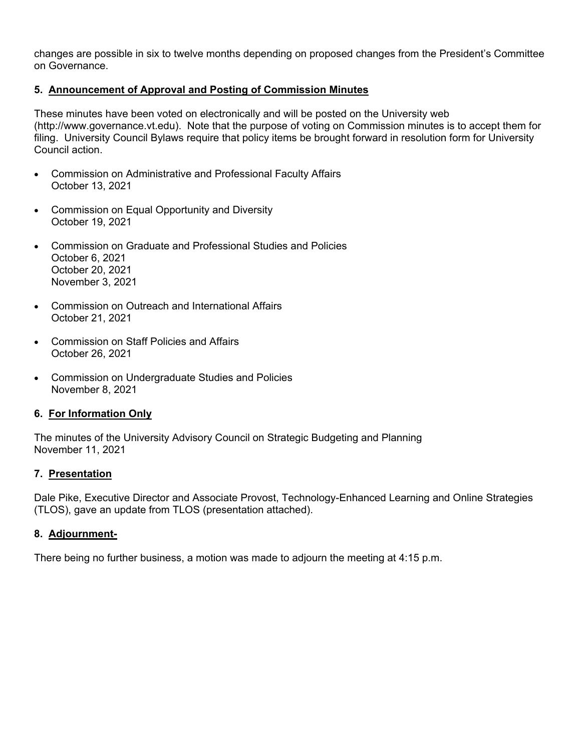changes are possible in six to twelve months depending on proposed changes from the President's Committee on Governance.

### 5. Announcement of Approval and Posting of Commission Minutes

These minutes have been voted on electronically and will be posted on the University web (http://www.governance.vt.edu). Note that the purpose of voting on Commission minutes is to accept them for filing. University Council Bylaws require that policy items be brought forward in resolution form for University Council action.

- Commission on Administrative and Professional Faculty Affairs
  October 13, 2021

- Commission on Equal Opportunity and Diversity
  October 19, 2021

- Commission on Graduate and Professional Studies and Policies
  October 6, 2021
  October 20, 2021
  November 3, 2021

- Commission on Outreach and International Affairs
  October 21, 2021

- Commission on Staff Policies and Affairs
  October 26, 2021

- Commission on Undergraduate Studies and Policies
  November 8, 2021

### 6. For Information Only

The minutes of the University Advisory Council on Strategic Budgeting and Planning
November 11, 2021

### 7. Presentation

Dale Pike, Executive Director and Associate Provost, Technology-Enhanced Learning and Online Strategies (TLOS), gave an update from TLOS (presentation attached).

### 8. Adjournment-

There being no further business, a motion was made to adjourn the meeting at 4:15 p.m.